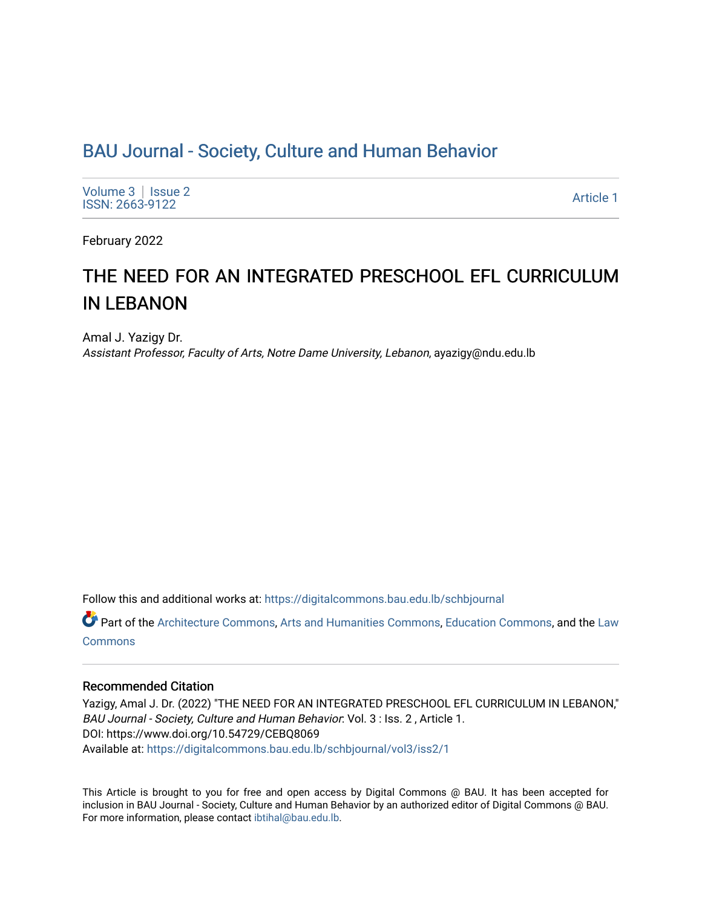# BAU Journal - Society, Culture and Human Behavior

Volume 3 | Issue 2
ISSN: 2663-9122

Article 1

February 2022

## THE NEED FOR AN INTEGRATED PRESCHOOL EFL CURRICULUM IN LEBANON

Amal J. Yazigy Dr.
*Assistant Professor, Faculty of Arts, Notre Dame University, Lebanon*, ayazigy@ndu.edu.lb

Follow this and additional works at: https://digitalcommons.bau.edu.lb/schbjournal

Part of the Architecture Commons, Arts and Humanities Commons, Education Commons, and the Law Commons

### Recommended Citation

Yazigy, Amal J. Dr. (2022) "THE NEED FOR AN INTEGRATED PRESCHOOL EFL CURRICULUM IN LEBANON," *BAU Journal - Society, Culture and Human Behavior*: Vol. 3 : Iss. 2 , Article 1.
DOI: https://www.doi.org/10.54729/CEBQ8069
Available at: https://digitalcommons.bau.edu.lb/schbjournal/vol3/iss2/1

This Article is brought to you for free and open access by Digital Commons @ BAU. It has been accepted for inclusion in BAU Journal - Society, Culture and Human Behavior by an authorized editor of Digital Commons @ BAU. For more information, please contact ibtihal@bau.edu.lb.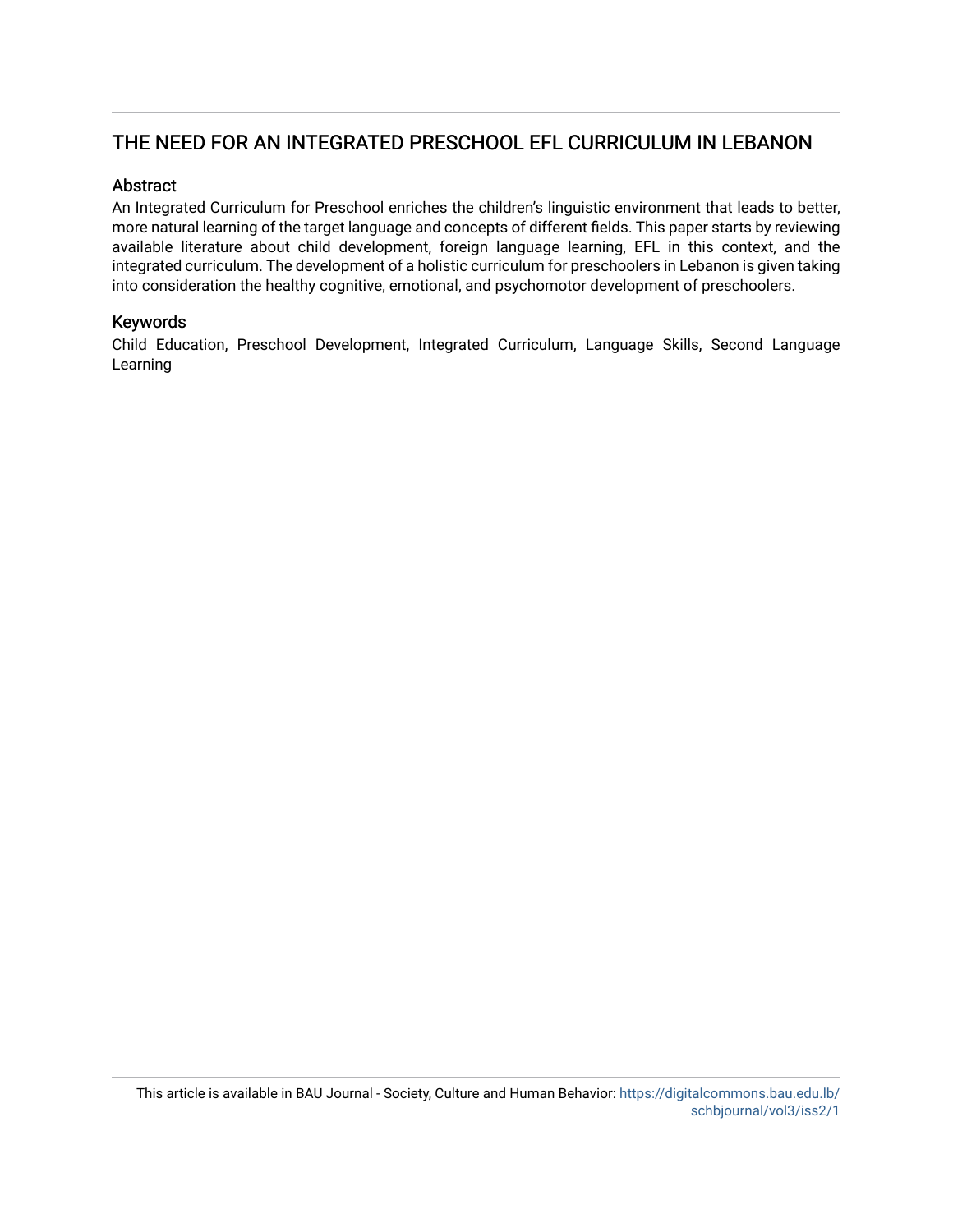# THE NEED FOR AN INTEGRATED PRESCHOOL EFL CURRICULUM IN LEBANON

## Abstract

An Integrated Curriculum for Preschool enriches the children's linguistic environment that leads to better, more natural learning of the target language and concepts of different fields. This paper starts by reviewing available literature about child development, foreign language learning, EFL in this context, and the integrated curriculum. The development of a holistic curriculum for preschoolers in Lebanon is given taking into consideration the healthy cognitive, emotional, and psychomotor development of preschoolers.

## Keywords

Child Education, Preschool Development, Integrated Curriculum, Language Skills, Second Language Learning

This article is available in BAU Journal - Society, Culture and Human Behavior: https://digitalcommons.bau.edu.lb/schbjournal/vol3/iss2/1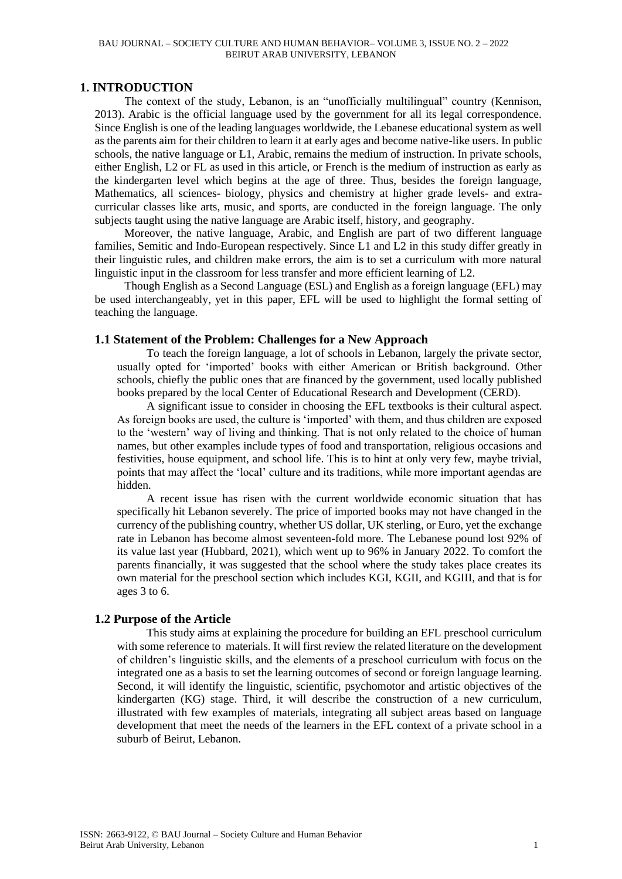# 1. INTRODUCTION

The context of the study, Lebanon, is an "unofficially multilingual" country (Kennison, 2013). Arabic is the official language used by the government for all its legal correspondence. Since English is one of the leading languages worldwide, the Lebanese educational system as well as the parents aim for their children to learn it at early ages and become native-like users. In public schools, the native language or L1, Arabic, remains the medium of instruction. In private schools, either English, L2 or FL as used in this article, or French is the medium of instruction as early as the kindergarten level which begins at the age of three. Thus, besides the foreign language, Mathematics, all sciences- biology, physics and chemistry at higher grade levels- and extra-curricular classes like arts, music, and sports, are conducted in the foreign language. The only subjects taught using the native language are Arabic itself, history, and geography.

Moreover, the native language, Arabic, and English are part of two different language families, Semitic and Indo-European respectively. Since L1 and L2 in this study differ greatly in their linguistic rules, and children make errors, the aim is to set a curriculum with more natural linguistic input in the classroom for less transfer and more efficient learning of L2.

Though English as a Second Language (ESL) and English as a foreign language (EFL) may be used interchangeably, yet in this paper, EFL will be used to highlight the formal setting of teaching the language.

## 1.1 Statement of the Problem: Challenges for a New Approach

To teach the foreign language, a lot of schools in Lebanon, largely the private sector, usually opted for 'imported' books with either American or British background. Other schools, chiefly the public ones that are financed by the government, used locally published books prepared by the local Center of Educational Research and Development (CERD).

A significant issue to consider in choosing the EFL textbooks is their cultural aspect. As foreign books are used, the culture is 'imported' with them, and thus children are exposed to the 'western' way of living and thinking. That is not only related to the choice of human names, but other examples include types of food and transportation, religious occasions and festivities, house equipment, and school life. This is to hint at only very few, maybe trivial, points that may affect the 'local' culture and its traditions, while more important agendas are hidden.

A recent issue has risen with the current worldwide economic situation that has specifically hit Lebanon severely. The price of imported books may not have changed in the currency of the publishing country, whether US dollar, UK sterling, or Euro, yet the exchange rate in Lebanon has become almost seventeen-fold more. The Lebanese pound lost 92% of its value last year (Hubbard, 2021), which went up to 96% in January 2022. To comfort the parents financially, it was suggested that the school where the study takes place creates its own material for the preschool section which includes KGI, KGII, and KGIII, and that is for ages 3 to 6.

## 1.2 Purpose of the Article

This study aims at explaining the procedure for building an EFL preschool curriculum with some reference to materials. It will first review the related literature on the development of children's linguistic skills, and the elements of a preschool curriculum with focus on the integrated one as a basis to set the learning outcomes of second or foreign language learning. Second, it will identify the linguistic, scientific, psychomotor and artistic objectives of the kindergarten (KG) stage. Third, it will describe the construction of a new curriculum, illustrated with few examples of materials, integrating all subject areas based on language development that meet the needs of the learners in the EFL context of a private school in a suburb of Beirut, Lebanon.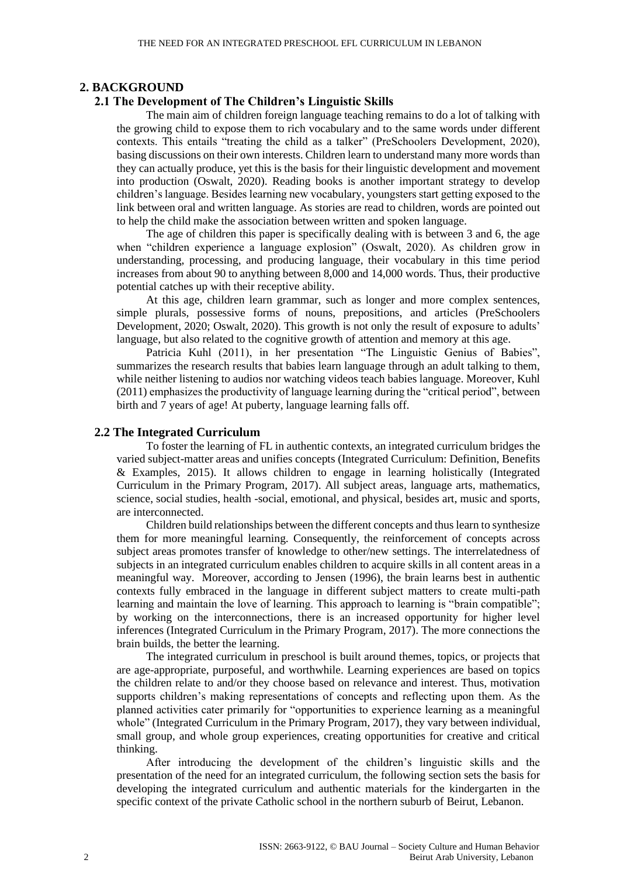## 2. BACKGROUND

### 2.1 The Development of The Children's Linguistic Skills

The main aim of children foreign language teaching remains to do a lot of talking with the growing child to expose them to rich vocabulary and to the same words under different contexts. This entails "treating the child as a talker" (PreSchoolers Development, 2020), basing discussions on their own interests. Children learn to understand many more words than they can actually produce, yet this is the basis for their linguistic development and movement into production (Oswalt, 2020). Reading books is another important strategy to develop children's language. Besides learning new vocabulary, youngsters start getting exposed to the link between oral and written language. As stories are read to children, words are pointed out to help the child make the association between written and spoken language.

The age of children this paper is specifically dealing with is between 3 and 6, the age when "children experience a language explosion" (Oswalt, 2020). As children grow in understanding, processing, and producing language, their vocabulary in this time period increases from about 90 to anything between 8,000 and 14,000 words. Thus, their productive potential catches up with their receptive ability.

At this age, children learn grammar, such as longer and more complex sentences, simple plurals, possessive forms of nouns, prepositions, and articles (PreSchoolers Development, 2020; Oswalt, 2020). This growth is not only the result of exposure to adults' language, but also related to the cognitive growth of attention and memory at this age.

Patricia Kuhl (2011), in her presentation "The Linguistic Genius of Babies", summarizes the research results that babies learn language through an adult talking to them, while neither listening to audios nor watching videos teach babies language. Moreover, Kuhl (2011) emphasizes the productivity of language learning during the "critical period", between birth and 7 years of age! At puberty, language learning falls off.

### 2.2 The Integrated Curriculum

To foster the learning of FL in authentic contexts, an integrated curriculum bridges the varied subject-matter areas and unifies concepts (Integrated Curriculum: Definition, Benefits & Examples, 2015). It allows children to engage in learning holistically (Integrated Curriculum in the Primary Program, 2017). All subject areas, language arts, mathematics, science, social studies, health -social, emotional, and physical, besides art, music and sports, are interconnected.

Children build relationships between the different concepts and thus learn to synthesize them for more meaningful learning. Consequently, the reinforcement of concepts across subject areas promotes transfer of knowledge to other/new settings. The interrelatedness of subjects in an integrated curriculum enables children to acquire skills in all content areas in a meaningful way. Moreover, according to Jensen (1996), the brain learns best in authentic contexts fully embraced in the language in different subject matters to create multi-path learning and maintain the love of learning. This approach to learning is "brain compatible"; by working on the interconnections, there is an increased opportunity for higher level inferences (Integrated Curriculum in the Primary Program, 2017). The more connections the brain builds, the better the learning.

The integrated curriculum in preschool is built around themes, topics, or projects that are age-appropriate, purposeful, and worthwhile. Learning experiences are based on topics the children relate to and/or they choose based on relevance and interest. Thus, motivation supports children's making representations of concepts and reflecting upon them. As the planned activities cater primarily for "opportunities to experience learning as a meaningful whole" (Integrated Curriculum in the Primary Program, 2017), they vary between individual, small group, and whole group experiences, creating opportunities for creative and critical thinking.

After introducing the development of the children's linguistic skills and the presentation of the need for an integrated curriculum, the following section sets the basis for developing the integrated curriculum and authentic materials for the kindergarten in the specific context of the private Catholic school in the northern suburb of Beirut, Lebanon.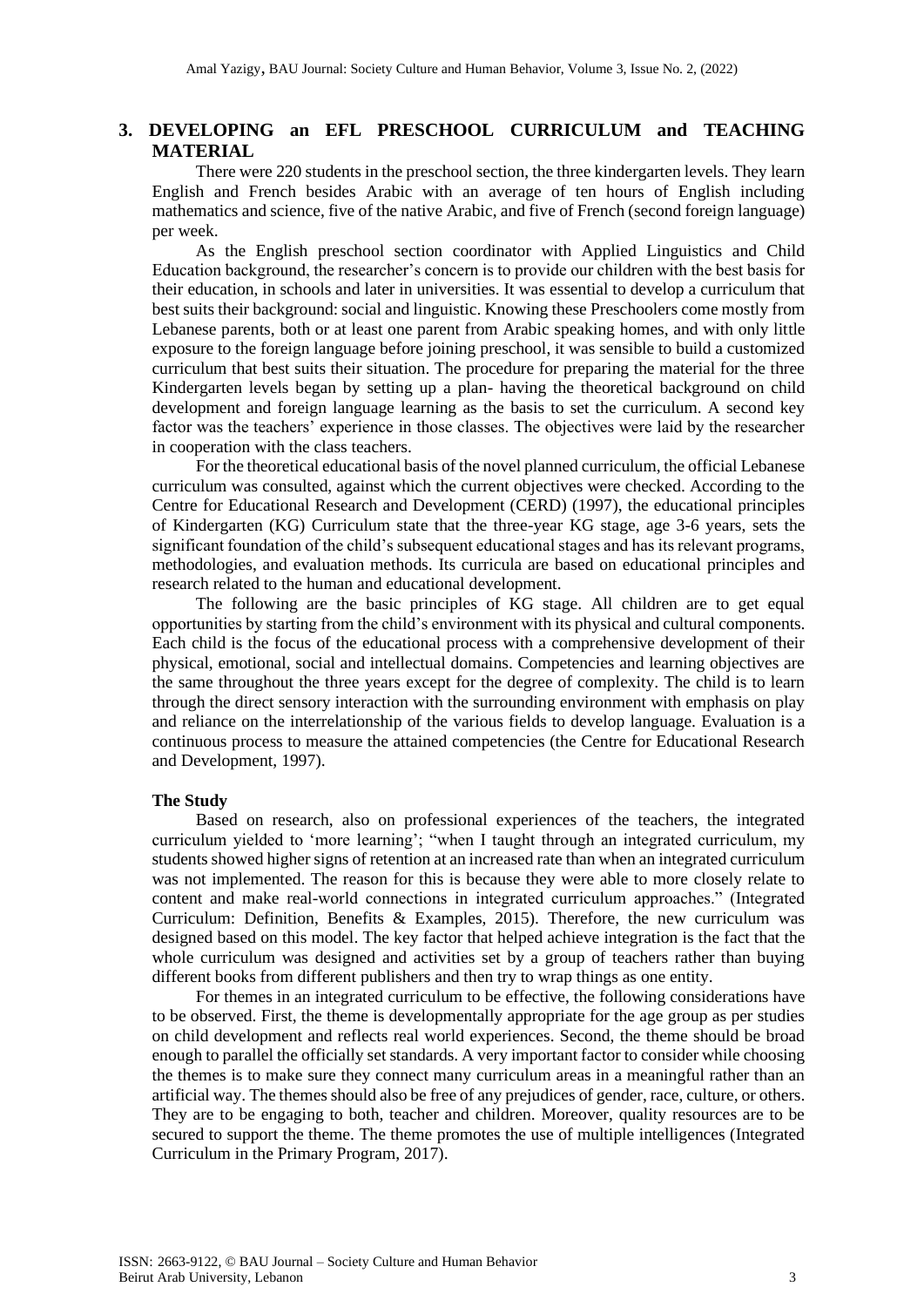## 3. DEVELOPING an EFL PRESCHOOL CURRICULUM and TEACHING MATERIAL

There were 220 students in the preschool section, the three kindergarten levels. They learn English and French besides Arabic with an average of ten hours of English including mathematics and science, five of the native Arabic, and five of French (second foreign language) per week.

As the English preschool section coordinator with Applied Linguistics and Child Education background, the researcher's concern is to provide our children with the best basis for their education, in schools and later in universities. It was essential to develop a curriculum that best suits their background: social and linguistic. Knowing these Preschoolers come mostly from Lebanese parents, both or at least one parent from Arabic speaking homes, and with only little exposure to the foreign language before joining preschool, it was sensible to build a customized curriculum that best suits their situation. The procedure for preparing the material for the three Kindergarten levels began by setting up a plan- having the theoretical background on child development and foreign language learning as the basis to set the curriculum. A second key factor was the teachers' experience in those classes. The objectives were laid by the researcher in cooperation with the class teachers.

For the theoretical educational basis of the novel planned curriculum, the official Lebanese curriculum was consulted, against which the current objectives were checked. According to the Centre for Educational Research and Development (CERD) (1997), the educational principles of Kindergarten (KG) Curriculum state that the three-year KG stage, age 3-6 years, sets the significant foundation of the child's subsequent educational stages and has its relevant programs, methodologies, and evaluation methods. Its curricula are based on educational principles and research related to the human and educational development.

The following are the basic principles of KG stage. All children are to get equal opportunities by starting from the child's environment with its physical and cultural components. Each child is the focus of the educational process with a comprehensive development of their physical, emotional, social and intellectual domains. Competencies and learning objectives are the same throughout the three years except for the degree of complexity. The child is to learn through the direct sensory interaction with the surrounding environment with emphasis on play and reliance on the interrelationship of the various fields to develop language. Evaluation is a continuous process to measure the attained competencies (the Centre for Educational Research and Development, 1997).

### The Study

Based on research, also on professional experiences of the teachers, the integrated curriculum yielded to 'more learning'; "when I taught through an integrated curriculum, my students showed higher signs of retention at an increased rate than when an integrated curriculum was not implemented. The reason for this is because they were able to more closely relate to content and make real-world connections in integrated curriculum approaches." (Integrated Curriculum: Definition, Benefits & Examples, 2015). Therefore, the new curriculum was designed based on this model. The key factor that helped achieve integration is the fact that the whole curriculum was designed and activities set by a group of teachers rather than buying different books from different publishers and then try to wrap things as one entity.

For themes in an integrated curriculum to be effective, the following considerations have to be observed. First, the theme is developmentally appropriate for the age group as per studies on child development and reflects real world experiences. Second, the theme should be broad enough to parallel the officially set standards. A very important factor to consider while choosing the themes is to make sure they connect many curriculum areas in a meaningful rather than an artificial way. The themes should also be free of any prejudices of gender, race, culture, or others. They are to be engaging to both, teacher and children. Moreover, quality resources are to be secured to support the theme. The theme promotes the use of multiple intelligences (Integrated Curriculum in the Primary Program, 2017).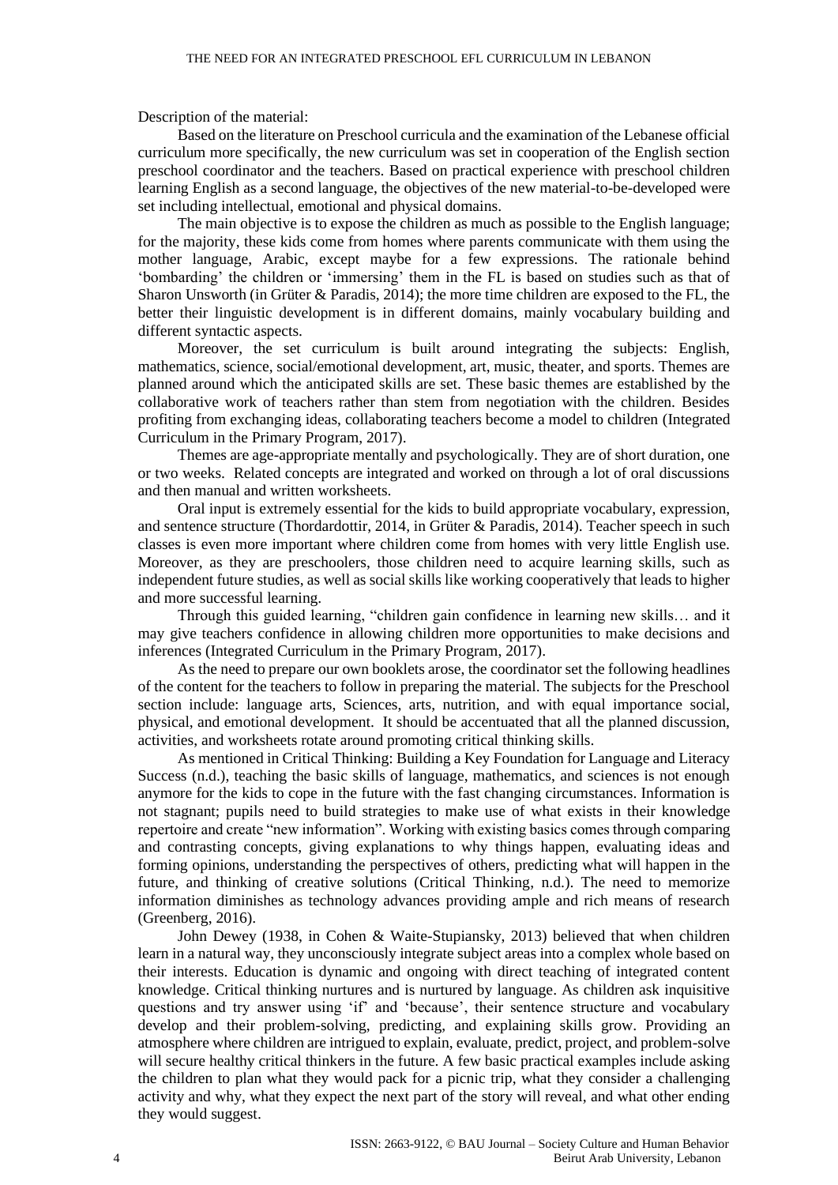Description of the material:

Based on the literature on Preschool curricula and the examination of the Lebanese official curriculum more specifically, the new curriculum was set in cooperation of the English section preschool coordinator and the teachers. Based on practical experience with preschool children learning English as a second language, the objectives of the new material-to-be-developed were set including intellectual, emotional and physical domains.

The main objective is to expose the children as much as possible to the English language; for the majority, these kids come from homes where parents communicate with them using the mother language, Arabic, except maybe for a few expressions. The rationale behind 'bombarding' the children or 'immersing' them in the FL is based on studies such as that of Sharon Unsworth (in Grüter & Paradis, 2014); the more time children are exposed to the FL, the better their linguistic development is in different domains, mainly vocabulary building and different syntactic aspects.

Moreover, the set curriculum is built around integrating the subjects: English, mathematics, science, social/emotional development, art, music, theater, and sports. Themes are planned around which the anticipated skills are set. These basic themes are established by the collaborative work of teachers rather than stem from negotiation with the children. Besides profiting from exchanging ideas, collaborating teachers become a model to children (Integrated Curriculum in the Primary Program, 2017).

Themes are age-appropriate mentally and psychologically. They are of short duration, one or two weeks. Related concepts are integrated and worked on through a lot of oral discussions and then manual and written worksheets.

Oral input is extremely essential for the kids to build appropriate vocabulary, expression, and sentence structure (Thordardottir, 2014, in Grüter & Paradis, 2014). Teacher speech in such classes is even more important where children come from homes with very little English use. Moreover, as they are preschoolers, those children need to acquire learning skills, such as independent future studies, as well as social skills like working cooperatively that leads to higher and more successful learning.

Through this guided learning, "children gain confidence in learning new skills… and it may give teachers confidence in allowing children more opportunities to make decisions and inferences (Integrated Curriculum in the Primary Program, 2017).

As the need to prepare our own booklets arose, the coordinator set the following headlines of the content for the teachers to follow in preparing the material. The subjects for the Preschool section include: language arts, Sciences, arts, nutrition, and with equal importance social, physical, and emotional development. It should be accentuated that all the planned discussion, activities, and worksheets rotate around promoting critical thinking skills.

As mentioned in Critical Thinking: Building a Key Foundation for Language and Literacy Success (n.d.), teaching the basic skills of language, mathematics, and sciences is not enough anymore for the kids to cope in the future with the fast changing circumstances. Information is not stagnant; pupils need to build strategies to make use of what exists in their knowledge repertoire and create "new information". Working with existing basics comes through comparing and contrasting concepts, giving explanations to why things happen, evaluating ideas and forming opinions, understanding the perspectives of others, predicting what will happen in the future, and thinking of creative solutions (Critical Thinking, n.d.). The need to memorize information diminishes as technology advances providing ample and rich means of research (Greenberg, 2016).

John Dewey (1938, in Cohen & Waite-Stupiansky, 2013) believed that when children learn in a natural way, they unconsciously integrate subject areas into a complex whole based on their interests. Education is dynamic and ongoing with direct teaching of integrated content knowledge. Critical thinking nurtures and is nurtured by language. As children ask inquisitive questions and try answer using 'if' and 'because', their sentence structure and vocabulary develop and their problem-solving, predicting, and explaining skills grow. Providing an atmosphere where children are intrigued to explain, evaluate, predict, project, and problem-solve will secure healthy critical thinkers in the future. A few basic practical examples include asking the children to plan what they would pack for a picnic trip, what they consider a challenging activity and why, what they expect the next part of the story will reveal, and what other ending they would suggest.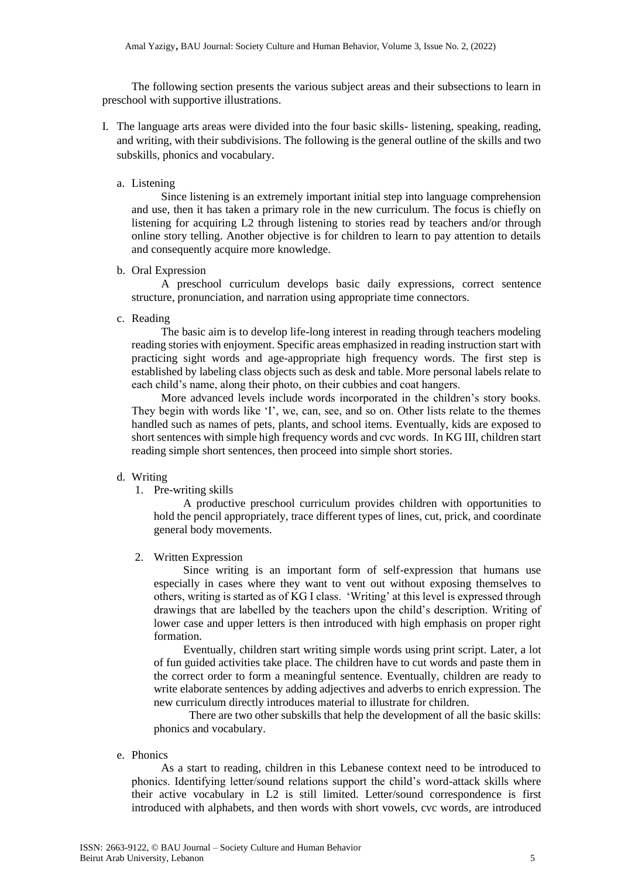The following section presents the various subject areas and their subsections to learn in preschool with supportive illustrations.

I. The language arts areas were divided into the four basic skills- listening, speaking, reading, and writing, with their subdivisions. The following is the general outline of the skills and two subskills, phonics and vocabulary.

   a. Listening

      Since listening is an extremely important initial step into language comprehension and use, then it has taken a primary role in the new curriculum. The focus is chiefly on listening for acquiring L2 through listening to stories read by teachers and/or through online story telling. Another objective is for children to learn to pay attention to details and consequently acquire more knowledge.

   b. Oral Expression

      A preschool curriculum develops basic daily expressions, correct sentence structure, pronunciation, and narration using appropriate time connectors.

   c. Reading

      The basic aim is to develop life-long interest in reading through teachers modeling reading stories with enjoyment. Specific areas emphasized in reading instruction start with practicing sight words and age-appropriate high frequency words. The first step is established by labeling class objects such as desk and table. More personal labels relate to each child's name, along their photo, on their cubbies and coat hangers.

      More advanced levels include words incorporated in the children's story books. They begin with words like 'I', we, can, see, and so on. Other lists relate to the themes handled such as names of pets, plants, and school items. Eventually, kids are exposed to short sentences with simple high frequency words and cvc words. In KG III, children start reading simple short sentences, then proceed into simple short stories.

   d. Writing

      1. Pre-writing skills

         A productive preschool curriculum provides children with opportunities to hold the pencil appropriately, trace different types of lines, cut, prick, and coordinate general body movements.

      2. Written Expression

         Since writing is an important form of self-expression that humans use especially in cases where they want to vent out without exposing themselves to others, writing is started as of KG I class. 'Writing' at this level is expressed through drawings that are labelled by the teachers upon the child's description. Writing of lower case and upper letters is then introduced with high emphasis on proper right formation.

         Eventually, children start writing simple words using print script. Later, a lot of fun guided activities take place. The children have to cut words and paste them in the correct order to form a meaningful sentence. Eventually, children are ready to write elaborate sentences by adding adjectives and adverbs to enrich expression. The new curriculum directly introduces material to illustrate for children.

         There are two other subskills that help the development of all the basic skills: phonics and vocabulary.

   e. Phonics

      As a start to reading, children in this Lebanese context need to be introduced to phonics. Identifying letter/sound relations support the child's word-attack skills where their active vocabulary in L2 is still limited. Letter/sound correspondence is first introduced with alphabets, and then words with short vowels, cvc words, are introduced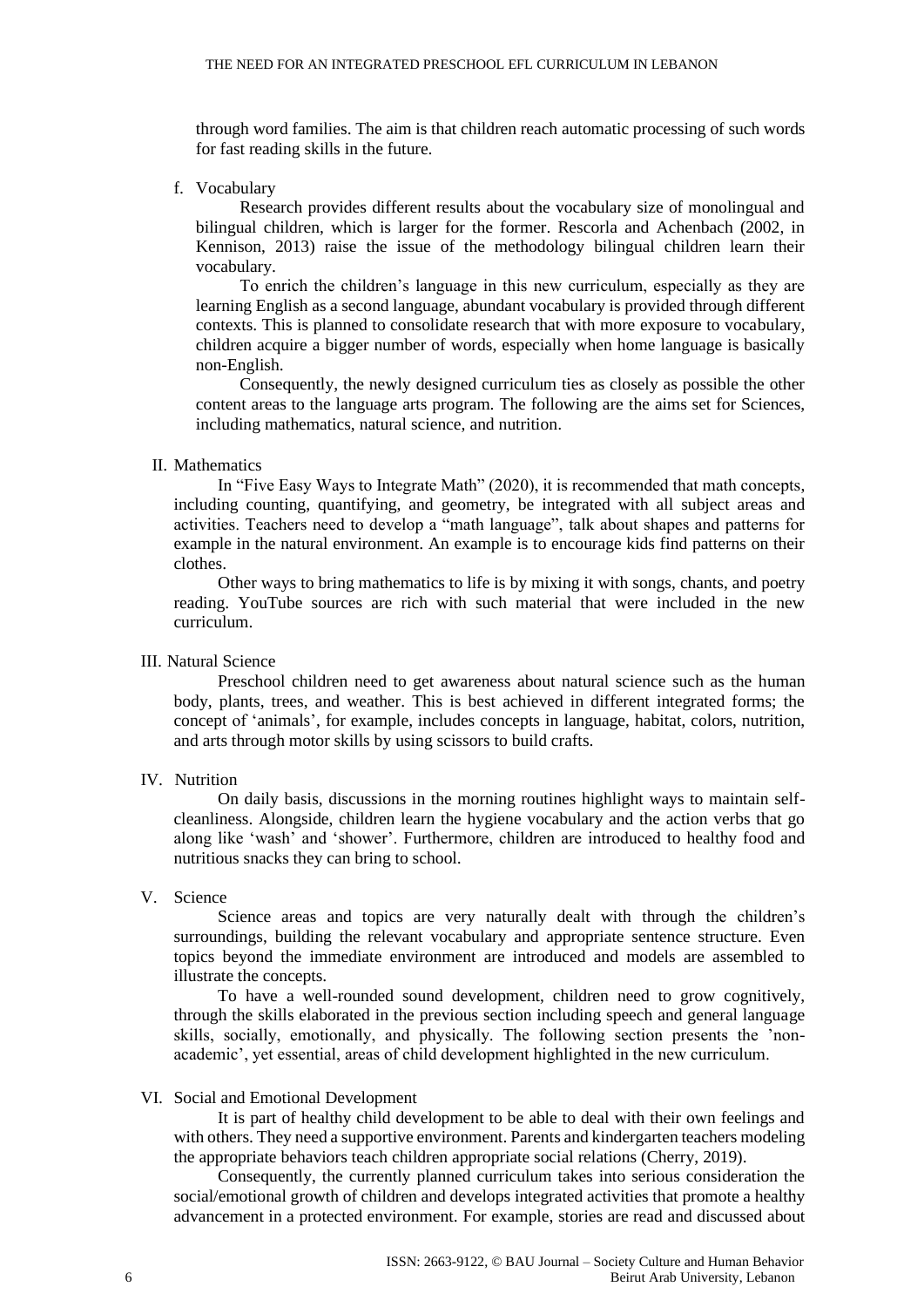through word families. The aim is that children reach automatic processing of such words for fast reading skills in the future.

f. Vocabulary

Research provides different results about the vocabulary size of monolingual and bilingual children, which is larger for the former. Rescorla and Achenbach (2002, in Kennison, 2013) raise the issue of the methodology bilingual children learn their vocabulary.

To enrich the children's language in this new curriculum, especially as they are learning English as a second language, abundant vocabulary is provided through different contexts. This is planned to consolidate research that with more exposure to vocabulary, children acquire a bigger number of words, especially when home language is basically non-English.

Consequently, the newly designed curriculum ties as closely as possible the other content areas to the language arts program. The following are the aims set for Sciences, including mathematics, natural science, and nutrition.

## II. Mathematics

In "Five Easy Ways to Integrate Math" (2020), it is recommended that math concepts, including counting, quantifying, and geometry, be integrated with all subject areas and activities. Teachers need to develop a "math language", talk about shapes and patterns for example in the natural environment. An example is to encourage kids find patterns on their clothes.

Other ways to bring mathematics to life is by mixing it with songs, chants, and poetry reading. YouTube sources are rich with such material that were included in the new curriculum.

## III. Natural Science

Preschool children need to get awareness about natural science such as the human body, plants, trees, and weather. This is best achieved in different integrated forms; the concept of 'animals', for example, includes concepts in language, habitat, colors, nutrition, and arts through motor skills by using scissors to build crafts.

## IV. Nutrition

On daily basis, discussions in the morning routines highlight ways to maintain self-cleanliness. Alongside, children learn the hygiene vocabulary and the action verbs that go along like 'wash' and 'shower'. Furthermore, children are introduced to healthy food and nutritious snacks they can bring to school.

## V. Science

Science areas and topics are very naturally dealt with through the children's surroundings, building the relevant vocabulary and appropriate sentence structure. Even topics beyond the immediate environment are introduced and models are assembled to illustrate the concepts.

To have a well-rounded sound development, children need to grow cognitively, through the skills elaborated in the previous section including speech and general language skills, socially, emotionally, and physically. The following section presents the 'non-academic', yet essential, areas of child development highlighted in the new curriculum.

## VI. Social and Emotional Development

It is part of healthy child development to be able to deal with their own feelings and with others. They need a supportive environment. Parents and kindergarten teachers modeling the appropriate behaviors teach children appropriate social relations (Cherry, 2019).

Consequently, the currently planned curriculum takes into serious consideration the social/emotional growth of children and develops integrated activities that promote a healthy advancement in a protected environment. For example, stories are read and discussed about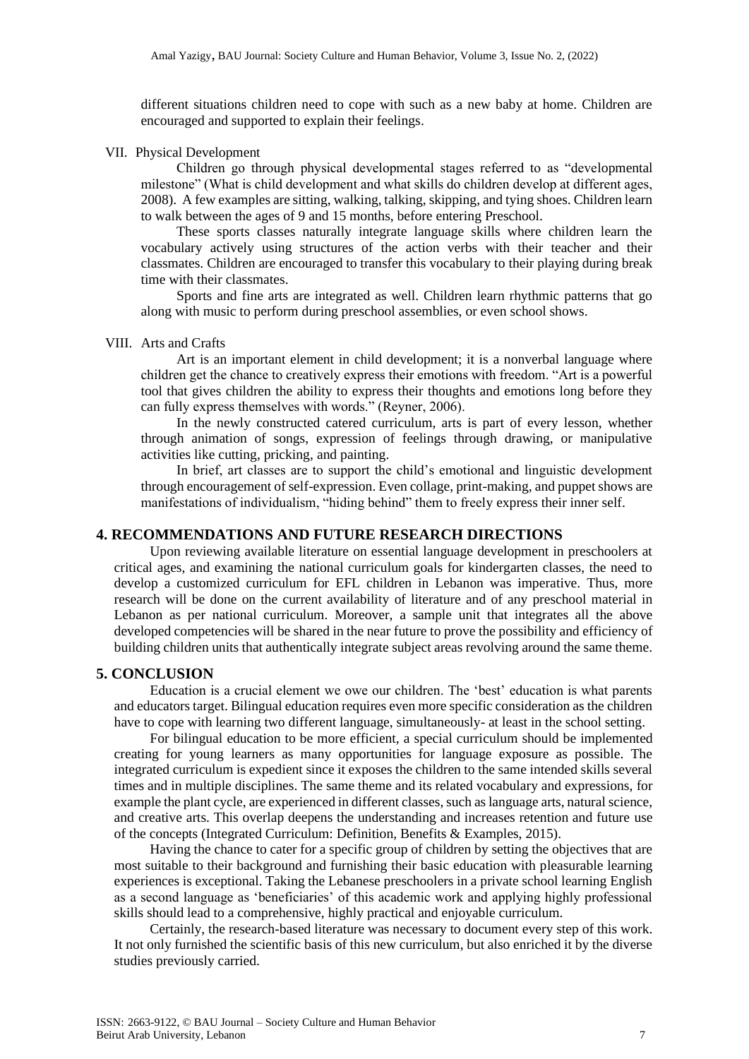different situations children need to cope with such as a new baby at home. Children are encouraged and supported to explain their feelings.

VII. Physical Development

Children go through physical developmental stages referred to as "developmental milestone" (What is child development and what skills do children develop at different ages, 2008). A few examples are sitting, walking, talking, skipping, and tying shoes. Children learn to walk between the ages of 9 and 15 months, before entering Preschool.

These sports classes naturally integrate language skills where children learn the vocabulary actively using structures of the action verbs with their teacher and their classmates. Children are encouraged to transfer this vocabulary to their playing during break time with their classmates.

Sports and fine arts are integrated as well. Children learn rhythmic patterns that go along with music to perform during preschool assemblies, or even school shows.

VIII. Arts and Crafts

Art is an important element in child development; it is a nonverbal language where children get the chance to creatively express their emotions with freedom. "Art is a powerful tool that gives children the ability to express their thoughts and emotions long before they can fully express themselves with words." (Reyner, 2006).

In the newly constructed catered curriculum, arts is part of every lesson, whether through animation of songs, expression of feelings through drawing, or manipulative activities like cutting, pricking, and painting.

In brief, art classes are to support the child's emotional and linguistic development through encouragement of self-expression. Even collage, print-making, and puppet shows are manifestations of individualism, "hiding behind" them to freely express their inner self.

## 4. RECOMMENDATIONS AND FUTURE RESEARCH DIRECTIONS

Upon reviewing available literature on essential language development in preschoolers at critical ages, and examining the national curriculum goals for kindergarten classes, the need to develop a customized curriculum for EFL children in Lebanon was imperative. Thus, more research will be done on the current availability of literature and of any preschool material in Lebanon as per national curriculum. Moreover, a sample unit that integrates all the above developed competencies will be shared in the near future to prove the possibility and efficiency of building children units that authentically integrate subject areas revolving around the same theme.

## 5. CONCLUSION

Education is a crucial element we owe our children. The 'best' education is what parents and educators target. Bilingual education requires even more specific consideration as the children have to cope with learning two different language, simultaneously- at least in the school setting.

For bilingual education to be more efficient, a special curriculum should be implemented creating for young learners as many opportunities for language exposure as possible. The integrated curriculum is expedient since it exposes the children to the same intended skills several times and in multiple disciplines. The same theme and its related vocabulary and expressions, for example the plant cycle, are experienced in different classes, such as language arts, natural science, and creative arts. This overlap deepens the understanding and increases retention and future use of the concepts (Integrated Curriculum: Definition, Benefits & Examples, 2015).

Having the chance to cater for a specific group of children by setting the objectives that are most suitable to their background and furnishing their basic education with pleasurable learning experiences is exceptional. Taking the Lebanese preschoolers in a private school learning English as a second language as 'beneficiaries' of this academic work and applying highly professional skills should lead to a comprehensive, highly practical and enjoyable curriculum.

Certainly, the research-based literature was necessary to document every step of this work. It not only furnished the scientific basis of this new curriculum, but also enriched it by the diverse studies previously carried.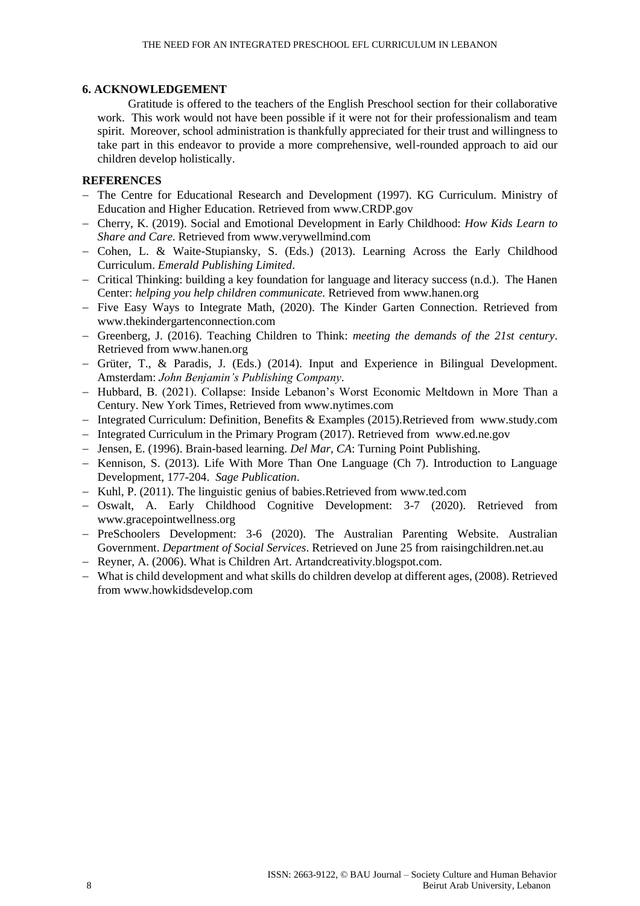## 6. ACKNOWLEDGEMENT

Gratitude is offered to the teachers of the English Preschool section for their collaborative work. This work would not have been possible if it were not for their professionalism and team spirit. Moreover, school administration is thankfully appreciated for their trust and willingness to take part in this endeavor to provide a more comprehensive, well-rounded approach to aid our children develop holistically.

## REFERENCES

- The Centre for Educational Research and Development (1997). KG Curriculum. Ministry of Education and Higher Education. Retrieved from www.CRDP.gov
- Cherry, K. (2019). Social and Emotional Development in Early Childhood: *How Kids Learn to Share and Care*. Retrieved from www.verywellmind.com
- Cohen, L. & Waite-Stupiansky, S. (Eds.) (2013). Learning Across the Early Childhood Curriculum. *Emerald Publishing Limited*.
- Critical Thinking: building a key foundation for language and literacy success (n.d.). The Hanen Center: *helping you help children communicate.* Retrieved from www.hanen.org
- Five Easy Ways to Integrate Math, (2020). The Kinder Garten Connection. Retrieved from www.thekindergartenconnection.com
- Greenberg, J. (2016). Teaching Children to Think: *meeting the demands of the 21st century*. Retrieved from www.hanen.org
- Grüter, T., & Paradis, J. (Eds.) (2014). Input and Experience in Bilingual Development. Amsterdam: *John Benjamin's Publishing Company*.
- Hubbard, B. (2021). Collapse: Inside Lebanon's Worst Economic Meltdown in More Than a Century. New York Times, Retrieved from www.nytimes.com
- Integrated Curriculum: Definition, Benefits & Examples (2015).Retrieved from www.study.com
- Integrated Curriculum in the Primary Program (2017). Retrieved from www.ed.ne.gov
- Jensen, E. (1996). Brain-based learning. *Del Mar, CA*: Turning Point Publishing.
- Kennison, S. (2013). Life With More Than One Language (Ch 7). Introduction to Language Development, 177-204. *Sage Publication*.
- Kuhl, P. (2011). The linguistic genius of babies.Retrieved from www.ted.com
- Oswalt, A. Early Childhood Cognitive Development: 3-7 (2020). Retrieved from www.gracepointwellness.org
- PreSchoolers Development: 3-6 (2020). The Australian Parenting Website. Australian Government. *Department of Social Services*. Retrieved on June 25 from raisingchildren.net.au
- Reyner, A. (2006). What is Children Art. Artandcreativity.blogspot.com.
- What is child development and what skills do children develop at different ages, (2008). Retrieved from www.howkidsdevelop.com